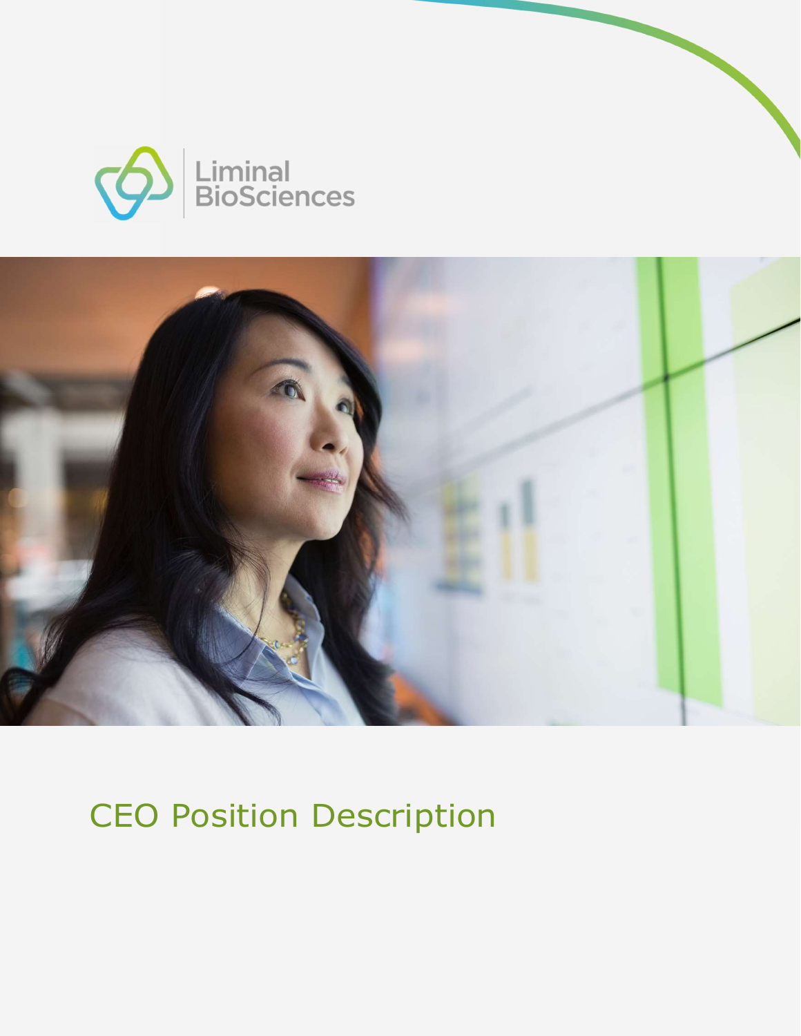Liminal BioSciences

# CEO Position Description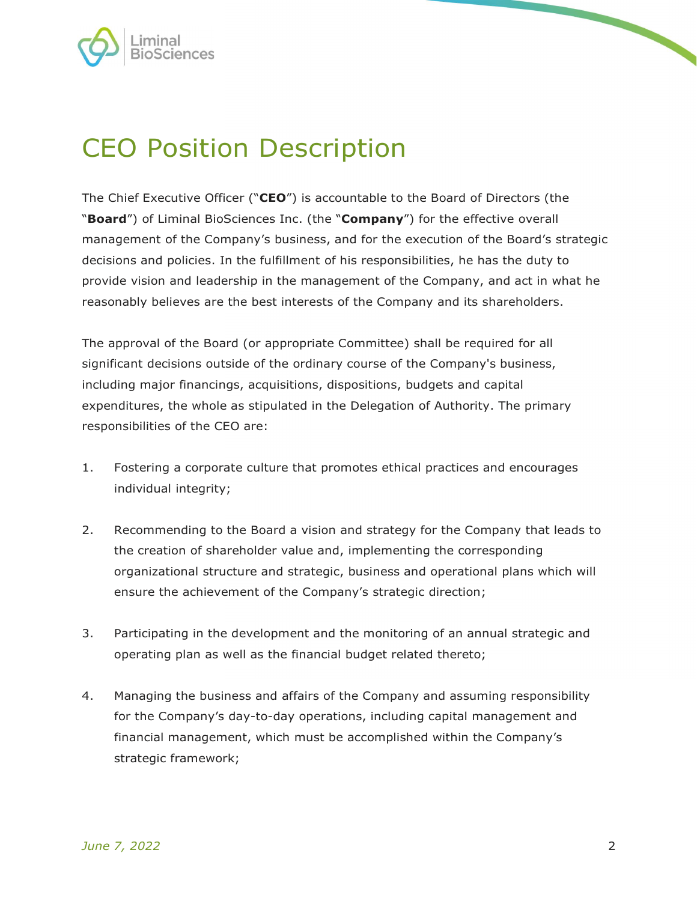# CEO Position Description

The Chief Executive Officer ("**CEO**") is accountable to the Board of Directors (the "**Board**") of Liminal BioSciences Inc. (the "**Company**") for the effective overall management of the Company's business, and for the execution of the Board's strategic decisions and policies. In the fulfillment of his responsibilities, he has the duty to provide vision and leadership in the management of the Company, and act in what he reasonably believes are the best interests of the Company and its shareholders.

The approval of the Board (or appropriate Committee) shall be required for all significant decisions outside of the ordinary course of the Company's business, including major financings, acquisitions, dispositions, budgets and capital expenditures, the whole as stipulated in the Delegation of Authority. The primary responsibilities of the CEO are:

1. Fostering a corporate culture that promotes ethical practices and encourages individual integrity;

2. Recommending to the Board a vision and strategy for the Company that leads to the creation of shareholder value and, implementing the corresponding organizational structure and strategic, business and operational plans which will ensure the achievement of the Company's strategic direction;

3. Participating in the development and the monitoring of an annual strategic and operating plan as well as the financial budget related thereto;

4. Managing the business and affairs of the Company and assuming responsibility for the Company's day-to-day operations, including capital management and financial management, which must be accomplished within the Company's strategic framework;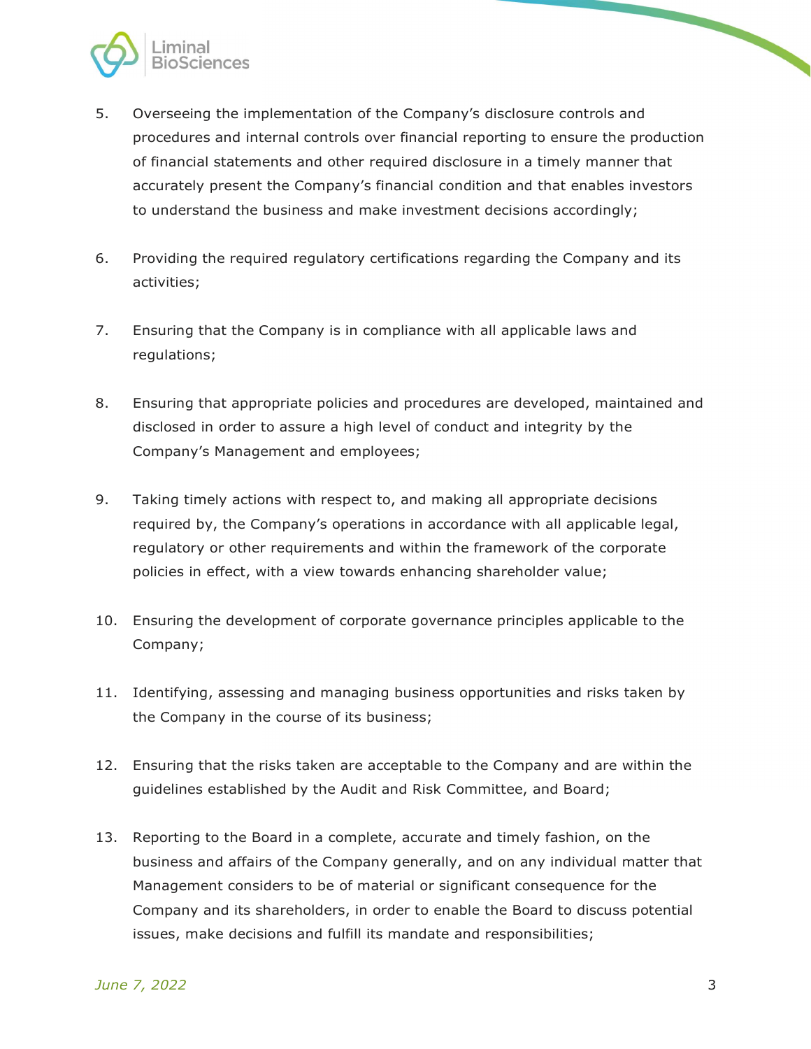5. Overseeing the implementation of the Company's disclosure controls and procedures and internal controls over financial reporting to ensure the production of financial statements and other required disclosure in a timely manner that accurately present the Company's financial condition and that enables investors to understand the business and make investment decisions accordingly;

6. Providing the required regulatory certifications regarding the Company and its activities;

7. Ensuring that the Company is in compliance with all applicable laws and regulations;

8. Ensuring that appropriate policies and procedures are developed, maintained and disclosed in order to assure a high level of conduct and integrity by the Company's Management and employees;

9. Taking timely actions with respect to, and making all appropriate decisions required by, the Company's operations in accordance with all applicable legal, regulatory or other requirements and within the framework of the corporate policies in effect, with a view towards enhancing shareholder value;

10. Ensuring the development of corporate governance principles applicable to the Company;

11. Identifying, assessing and managing business opportunities and risks taken by the Company in the course of its business;

12. Ensuring that the risks taken are acceptable to the Company and are within the guidelines established by the Audit and Risk Committee, and Board;

13. Reporting to the Board in a complete, accurate and timely fashion, on the business and affairs of the Company generally, and on any individual matter that Management considers to be of material or significant consequence for the Company and its shareholders, in order to enable the Board to discuss potential issues, make decisions and fulfill its mandate and responsibilities;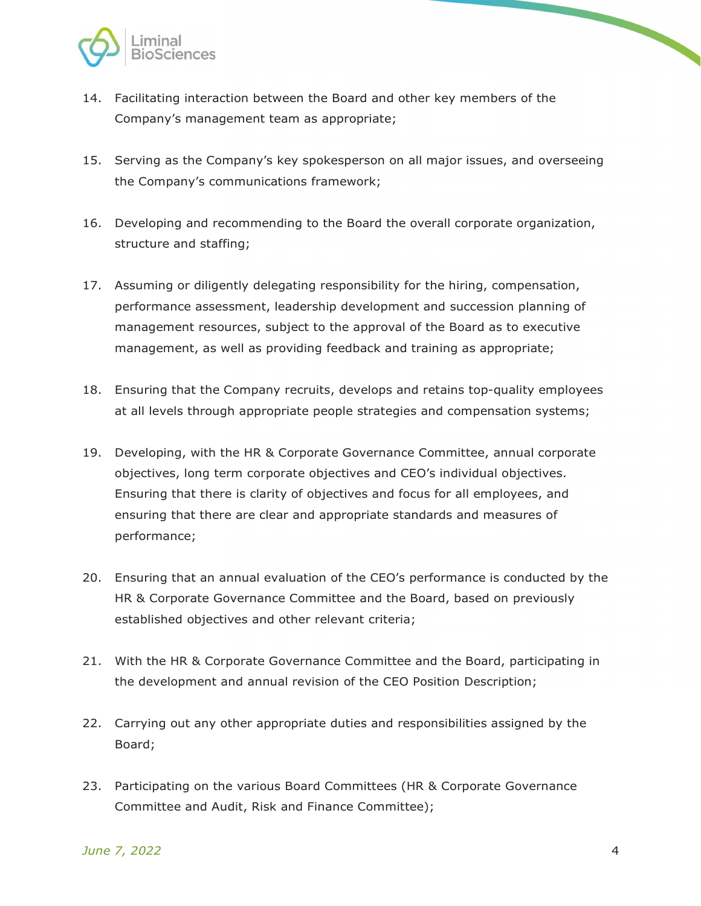14. Facilitating interaction between the Board and other key members of the Company's management team as appropriate;

15. Serving as the Company's key spokesperson on all major issues, and overseeing the Company's communications framework;

16. Developing and recommending to the Board the overall corporate organization, structure and staffing;

17. Assuming or diligently delegating responsibility for the hiring, compensation, performance assessment, leadership development and succession planning of management resources, subject to the approval of the Board as to executive management, as well as providing feedback and training as appropriate;

18. Ensuring that the Company recruits, develops and retains top-quality employees at all levels through appropriate people strategies and compensation systems;

19. Developing, with the HR & Corporate Governance Committee, annual corporate objectives, long term corporate objectives and CEO's individual objectives. Ensuring that there is clarity of objectives and focus for all employees, and ensuring that there are clear and appropriate standards and measures of performance;

20. Ensuring that an annual evaluation of the CEO's performance is conducted by the HR & Corporate Governance Committee and the Board, based on previously established objectives and other relevant criteria;

21. With the HR & Corporate Governance Committee and the Board, participating in the development and annual revision of the CEO Position Description;

22. Carrying out any other appropriate duties and responsibilities assigned by the Board;

23. Participating on the various Board Committees (HR & Corporate Governance Committee and Audit, Risk and Finance Committee);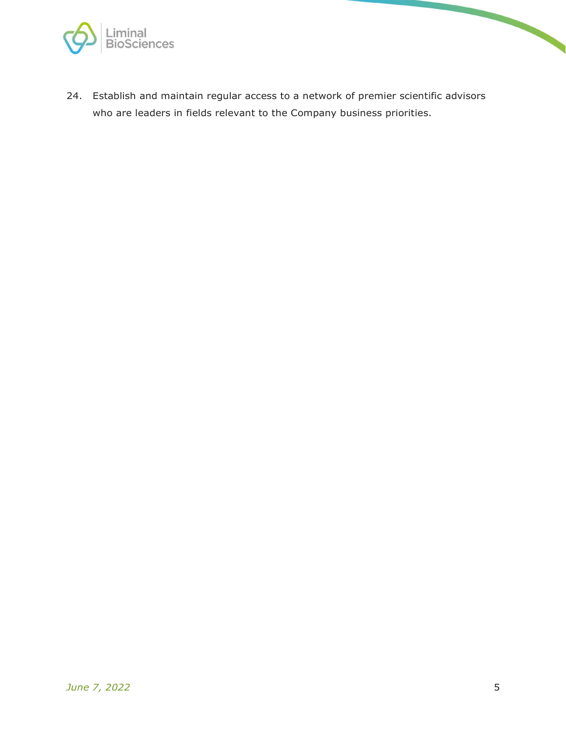24. Establish and maintain regular access to a network of premier scientific advisors who are leaders in fields relevant to the Company business priorities.